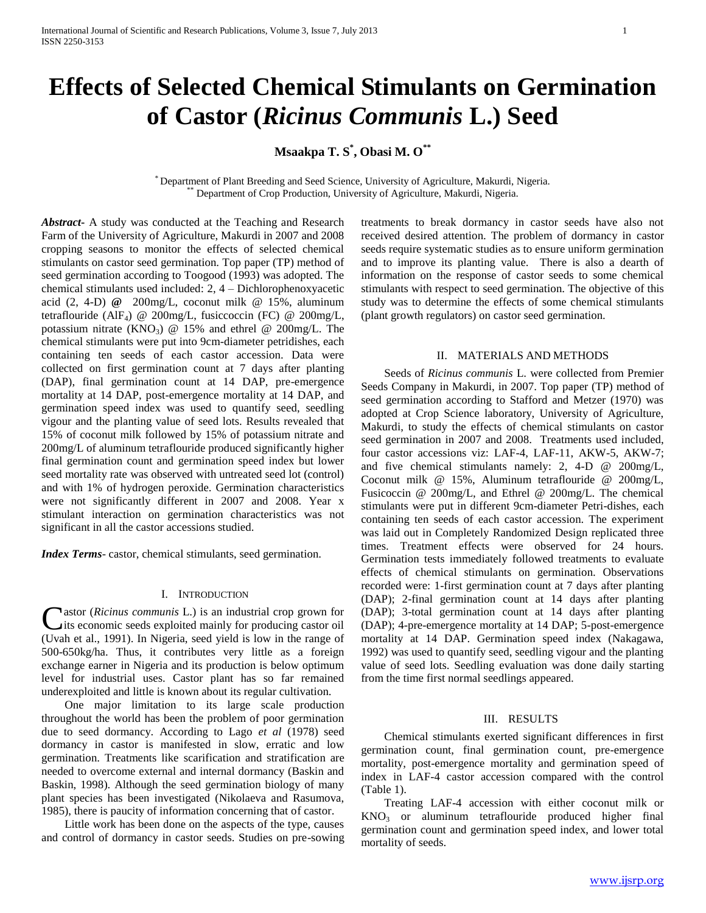# Effects of Selected Chemical Stimulants on Germination of Castor (*Ricinus Communis* L.) Seed

**Msaakpa T. S[*], Obasi M. O[**]**

[*] Department of Plant Breeding and Seed Science, University of Agriculture, Makurdi, Nigeria.
[**] Department of Crop Production, University of Agriculture, Makurdi, Nigeria.

***Abstract***- A study was conducted at the Teaching and Research Farm of the University of Agriculture, Makurdi in 2007 and 2008 cropping seasons to monitor the effects of selected chemical stimulants on castor seed germination. Top paper (TP) method of seed germination according to Toogood (1993) was adopted. The chemical stimulants used included: 2, 4 – Dichlorophenoxyacetic acid (2, 4-D) @ 200mg/L, coconut milk @ 15%, aluminum tetraflouride ($AlF_4$) @ 200mg/L, fusiccoccin (FC) @ 200mg/L, potassium nitrate ($KNO_3$) @ 15% and ethrel @ 200mg/L. The chemical stimulants were put into 9cm-diameter petridishes, each containing ten seeds of each castor accession. Data were collected on first germination count at 7 days after planting (DAP), final germination count at 14 DAP, pre-emergence mortality at 14 DAP, post-emergence mortality at 14 DAP, and germination speed index was used to quantify seed, seedling vigour and the planting value of seed lots. Results revealed that 15% of coconut milk followed by 15% of potassium nitrate and 200mg/L of aluminum tetraflouride produced significantly higher final germination count and germination speed index but lower seed mortality rate was observed with untreated seed lot (control) and with 1% of hydrogen peroxide. Germination characteristics were not significantly different in 2007 and 2008. Year x stimulant interaction on germination characteristics was not significant in all the castor accessions studied.

***Index Terms***- castor, chemical stimulants, seed germination.

## I. Introduction

Castor (*Ricinus communis* L.) is an industrial crop grown for its economic seeds exploited mainly for producing castor oil (Uvah et al., 1991). In Nigeria, seed yield is low in the range of 500-650kg/ha. Thus, it contributes very little as a foreign exchange earner in Nigeria and its production is below optimum level for industrial uses. Castor plant has so far remained underexploited and little is known about its regular cultivation.

One major limitation to its large scale production throughout the world has been the problem of poor germination due to seed dormancy. According to Lago *et al* (1978) seed dormancy in castor is manifested in slow, erratic and low germination. Treatments like scarification and stratification are needed to overcome external and internal dormancy (Baskin and Baskin, 1998). Although the seed germination biology of many plant species has been investigated (Nikolaeva and Rasumova, 1985), there is paucity of information concerning that of castor.

Little work has been done on the aspects of the type, causes and control of dormancy in castor seeds. Studies on pre-sowing treatments to break dormancy in castor seeds have also not received desired attention. The problem of dormancy in castor seeds require systematic studies as to ensure uniform germination and to improve its planting value. There is also a dearth of information on the response of castor seeds to some chemical stimulants with respect to seed germination. The objective of this study was to determine the effects of some chemical stimulants (plant growth regulators) on castor seed germination.

## II. Materials and Methods

Seeds of *Ricinus communis* L. were collected from Premier Seeds Company in Makurdi, in 2007. Top paper (TP) method of seed germination according to Stafford and Metzer (1970) was adopted at Crop Science laboratory, University of Agriculture, Makurdi, to study the effects of chemical stimulants on castor seed germination in 2007 and 2008. Treatments used included, four castor accessions viz: LAF-4, LAF-11, AKW-5, AKW-7; and five chemical stimulants namely: 2, 4-D @ 200mg/L, Coconut milk @ 15%, Aluminum tetraflouride @ 200mg/L, Fusicoccin @ 200mg/L, and Ethrel @ 200mg/L. The chemical stimulants were put in different 9cm-diameter Petri-dishes, each containing ten seeds of each castor accession. The experiment was laid out in Completely Randomized Design replicated three times. Treatment effects were observed for 24 hours. Germination tests immediately followed treatments to evaluate effects of chemical stimulants on germination. Observations recorded were: 1-first germination count at 7 days after planting (DAP); 2-final germination count at 14 days after planting (DAP); 3-total germination count at 14 days after planting (DAP); 4-pre-emergence mortality at 14 DAP; 5-post-emergence mortality at 14 DAP. Germination speed index (Nakagawa, 1992) was used to quantify seed, seedling vigour and the planting value of seed lots. Seedling evaluation was done daily starting from the time first normal seedlings appeared.

## III. Results

Chemical stimulants exerted significant differences in first germination count, final germination count, pre-emergence mortality, post-emergence mortality and germination speed of index in LAF-4 castor accession compared with the control (Table 1).

Treating LAF-4 accession with either coconut milk or $KNO_3$ or aluminum tetraflouride produced higher final germination count and germination speed index, and lower total mortality of seeds.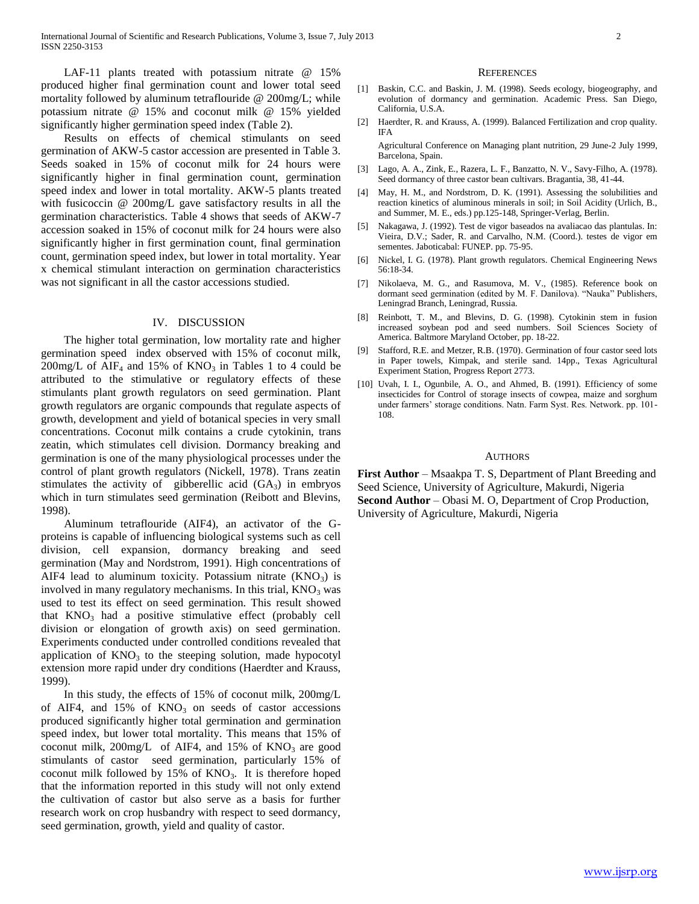LAF-11 plants treated with potassium nitrate @ 15% produced higher final germination count and lower total seed mortality followed by aluminum tetraflouride @ 200mg/L; while potassium nitrate @ 15% and coconut milk @ 15% yielded significantly higher germination speed index (Table 2).

Results on effects of chemical stimulants on seed germination of AKW-5 castor accession are presented in Table 3. Seeds soaked in 15% of coconut milk for 24 hours were significantly higher in final germination count, germination speed index and lower in total mortality. AKW-5 plants treated with fusicoccin @ 200mg/L gave satisfactory results in all the germination characteristics. Table 4 shows that seeds of AKW-7 accession soaked in 15% of coconut milk for 24 hours were also significantly higher in first germination count, final germination count, germination speed index, but lower in total mortality. Year x chemical stimulant interaction on germination characteristics was not significant in all the castor accessions studied.

## IV. DISCUSSION

The higher total germination, low mortality rate and higher germination speed index observed with 15% of coconut milk, 200mg/L of $AIF_4$ and 15% of $KNO_3$ in Tables 1 to 4 could be attributed to the stimulative or regulatory effects of these stimulants plant growth regulators on seed germination. Plant growth regulators are organic compounds that regulate aspects of growth, development and yield of botanical species in very small concentrations. Coconut milk contains a crude cytokinin, trans zeatin, which stimulates cell division. Dormancy breaking and germination is one of the many physiological processes under the control of plant growth regulators (Nickell, 1978). Trans zeatin stimulates the activity of gibberellic acid ($GA_3$) in embryos which in turn stimulates seed germination (Reibott and Blevins, 1998).

Aluminum tetraflouride (AIF4), an activator of the G-proteins is capable of influencing biological systems such as cell division, cell expansion, dormancy breaking and seed germination (May and Nordstrom, 1991). High concentrations of AIF4 lead to aluminum toxicity. Potassium nitrate ($KNO_3$) is involved in many regulatory mechanisms. In this trial, $KNO_3$ was used to test its effect on seed germination. This result showed that $KNO_3$ had a positive stimulative effect (probably cell division or elongation of growth axis) on seed germination. Experiments conducted under controlled conditions revealed that application of $KNO_3$ to the steeping solution, made hypocotyl extension more rapid under dry conditions (Haerdter and Krauss, 1999).

In this study, the effects of 15% of coconut milk, 200mg/L of AIF4, and 15% of $KNO_3$ on seeds of castor accessions produced significantly higher total germination and germination speed index, but lower total mortality. This means that 15% of coconut milk, 200mg/L of AIF4, and 15% of $KNO_3$ are good stimulants of castor seed germination, particularly 15% of coconut milk followed by 15% of $KNO_3$. It is therefore hoped that the information reported in this study will not only extend the cultivation of castor but also serve as a basis for further research work on crop husbandry with respect to seed dormancy, seed germination, growth, yield and quality of castor.

## REFERENCES

[1] Baskin, C.C. and Baskin, J. M. (1998). Seeds ecology, biogeography, and evolution of dormancy and germination. Academic Press. San Diego, California, U.S.A.

[2] Haerdter, R. and Krauss, A. (1999). Balanced Fertilization and crop quality. IFA

Agricultural Conference on Managing plant nutrition, 29 June-2 July 1999, Barcelona, Spain.

[3] Lago, A. A., Zink, E., Razera, L. F., Banzatto, N. V., Savy-Filho, A. (1978). Seed dormancy of three castor bean cultivars. Bragantia, 38, 41-44.

[4] May, H. M., and Nordstrom, D. K. (1991). Assessing the solubilities and reaction kinetics of aluminous minerals in soil; in Soil Acidity (Urlich, B., and Summer, M. E., eds.) pp.125-148, Springer-Verlag, Berlin.

[5] Nakagawa, J. (1992). Test de vigor baseados na avaliacao das plantulas. In: Vieira, D.V.; Sader, R. and Carvalho, N.M. (Coord.). testes de vigor em sementes. Jaboticabal: FUNEP. pp. 75-95.

[6] Nickel, I. G. (1978). Plant growth regulators. Chemical Engineering News 56:18-34.

[7] Nikolaeva, M. G., and Rasumova, M. V., (1985). Reference book on dormant seed germination (edited by M. F. Danilova). "Nauka" Publishers, Leningrad Branch, Leningrad, Russia.

[8] Reinbott, T. M., and Blevins, D. G. (1998). Cytokinin stem in fusion increased soybean pod and seed numbers. Soil Sciences Society of America. Baltmore Maryland October, pp. 18-22.

[9] Stafford, R.E. and Metzer, R.B. (1970). Germination of four castor seed lots in Paper towels, Kimpak, and sterile sand. 14pp., Texas Agricultural Experiment Station, Progress Report 2773.

[10] Uvah, I. I., Ogunbile, A. O., and Ahmed, B. (1991). Efficiency of some insecticides for Control of storage insects of cowpea, maize and sorghum under farmers' storage conditions. Natn. Farm Syst. Res. Network. pp. 101-108.

## AUTHORS

**First Author** – Msaakpa T. S, Department of Plant Breeding and Seed Science, University of Agriculture, Makurdi, Nigeria
**Second Author** – Obasi M. O, Department of Crop Production, University of Agriculture, Makurdi, Nigeria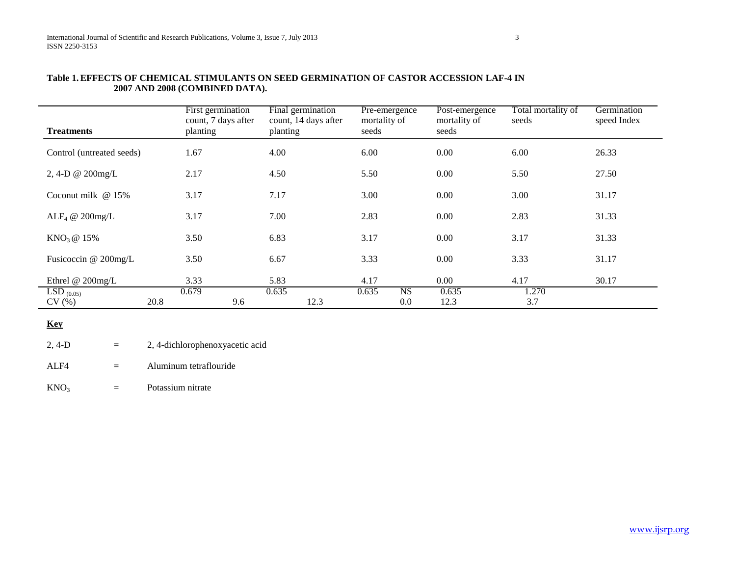**Table 1. EFFECTS OF CHEMICAL STIMULANTS ON SEED GERMINATION OF CASTOR ACCESSION LAF-4 IN 2007 AND 2008 (COMBINED DATA).**

| Treatments | First germination count, 7 days after planting | Final germination count, 14 days after planting | Pre-emergence mortality of seeds | Post-emergence mortality of seeds | Total mortality of seeds | Germination speed Index |
|---|---|---|---|---|---|---|
| Control (untreated seeds) | 1.67 | 4.00 | 6.00 | 0.00 | 6.00 | 26.33 |
| 2, 4-D @ 200mg/L | 2.17 | 4.50 | 5.50 | 0.00 | 5.50 | 27.50 |
| Coconut milk @ 15% | 3.17 | 7.17 | 3.00 | 0.00 | 3.00 | 31.17 |
| $ALF_4$ @ 200mg/L | 3.17 | 7.00 | 2.83 | 0.00 | 2.83 | 31.33 |
| $KNO_3$ @ 15% | 3.50 | 6.83 | 3.17 | 0.00 | 3.17 | 31.33 |
| Fusicoccin @ 200mg/L | 3.50 | 6.67 | 3.33 | 0.00 | 3.33 | 31.17 |
| Ethrel @ 200mg/L | 3.33 | 5.83 | 4.17 | 0.00 | 4.17 | 30.17 |
| $LSD_{(0.05)}$ | 0.679 | 0.635 | 0.635 | NS | 0.635 | 1.270 |
| CV (%) | 20.8 | 9.6 | 12.3 | 0.0 | 12.3 | 3.7 |

**Key**

2, 4-D = 2, 4-dichlorophenoxyacetic acid

ALF4 = Aluminum tetraflouride

$KNO_3$ = Potassium nitrate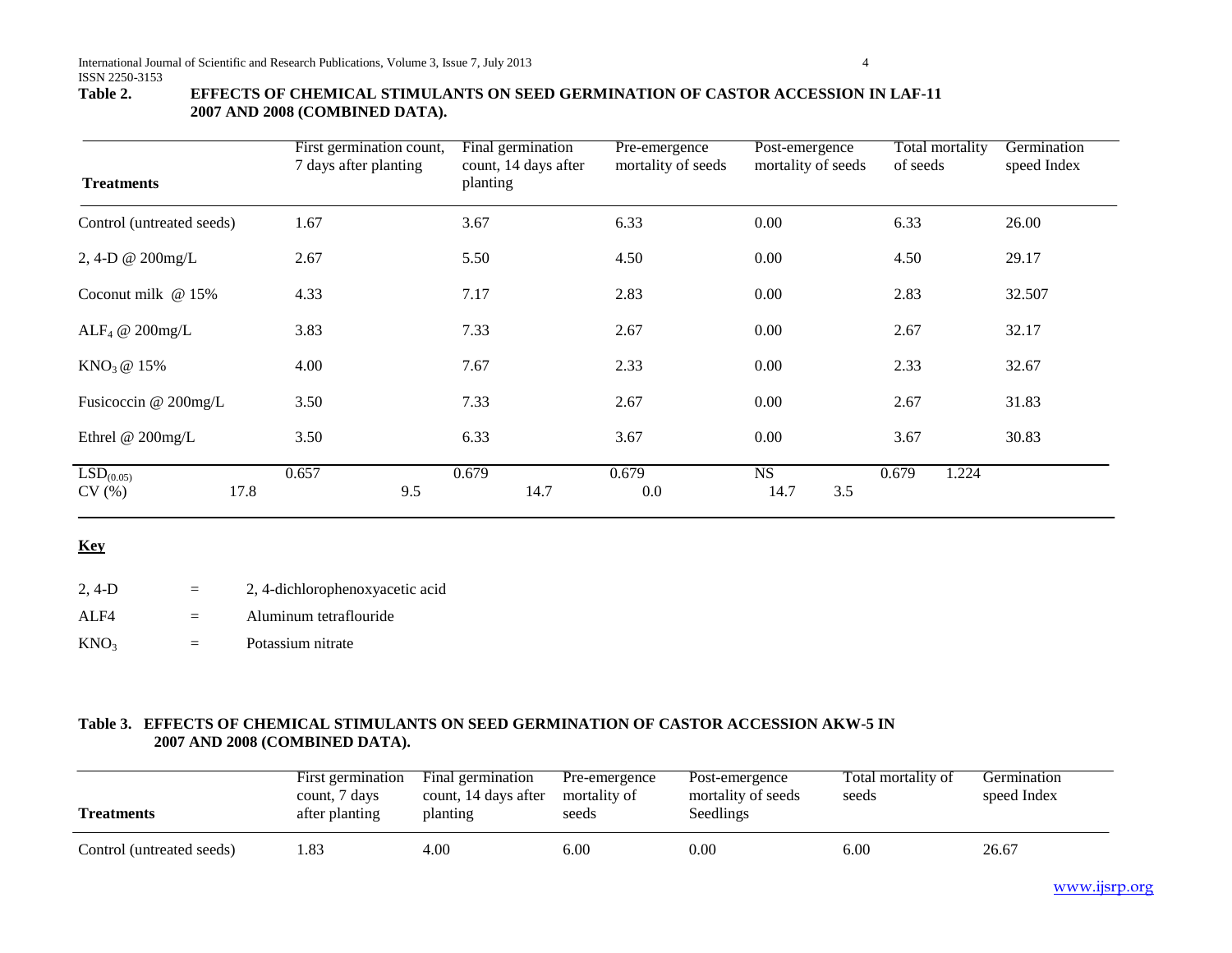**Table 2. EFFECTS OF CHEMICAL STIMULANTS ON SEED GERMINATION OF CASTOR ACCESSION IN LAF-11 2007 AND 2008 (COMBINED DATA).**

| Treatments | First germination count, 7 days after planting | Final germination count, 14 days after planting | Pre-emergence mortality of seeds | Post-emergence mortality of seeds | Total mortality of seeds | Germination speed Index |
|---|---|---|---|---|---|---|
| Control (untreated seeds) | 1.67 | 3.67 | 6.33 | 0.00 | 6.33 | 26.00 |
| 2, 4-D @ 200mg/L | 2.67 | 5.50 | 4.50 | 0.00 | 4.50 | 29.17 |
| Coconut milk @ 15% | 4.33 | 7.17 | 2.83 | 0.00 | 2.83 | 32.507 |
| $ALF_4$ @ 200mg/L | 3.83 | 7.33 | 2.67 | 0.00 | 2.67 | 32.17 |
| $KNO_3$ @ 15% | 4.00 | 7.67 | 2.33 | 0.00 | 2.33 | 32.67 |
| Fusicoccin @ 200mg/L | 3.50 | 7.33 | 2.67 | 0.00 | 2.67 | 31.83 |
| Ethrel @ 200mg/L | 3.50 | 6.33 | 3.67 | 0.00 | 3.67 | 30.83 |
| $LSD_{(0.05)}$ | 0.657 | 0.679 | 0.679 | NS | 0.679 | 1.224 |
| CV (%) | 17.8 | 9.5 | 14.7 | 0.0 | 14.7 | 3.5 |

**Key**

2, 4-D = 2, 4-dichlorophenoxyacetic acid

ALF4 = Aluminum tetraflouride

$KNO_3$ = Potassium nitrate

**Table 3. EFFECTS OF CHEMICAL STIMULANTS ON SEED GERMINATION OF CASTOR ACCESSION AKW-5 IN 2007 AND 2008 (COMBINED DATA).**

| Treatments | First germination count, 7 days after planting | Final germination count, 14 days after planting | Pre-emergence mortality of seeds | Post-emergence mortality of seeds Seedlings | Total mortality of seeds | Germination speed Index |
|---|---|---|---|---|---|---|
| Control (untreated seeds) | 1.83 | 4.00 | 6.00 | 0.00 | 6.00 | 26.67 |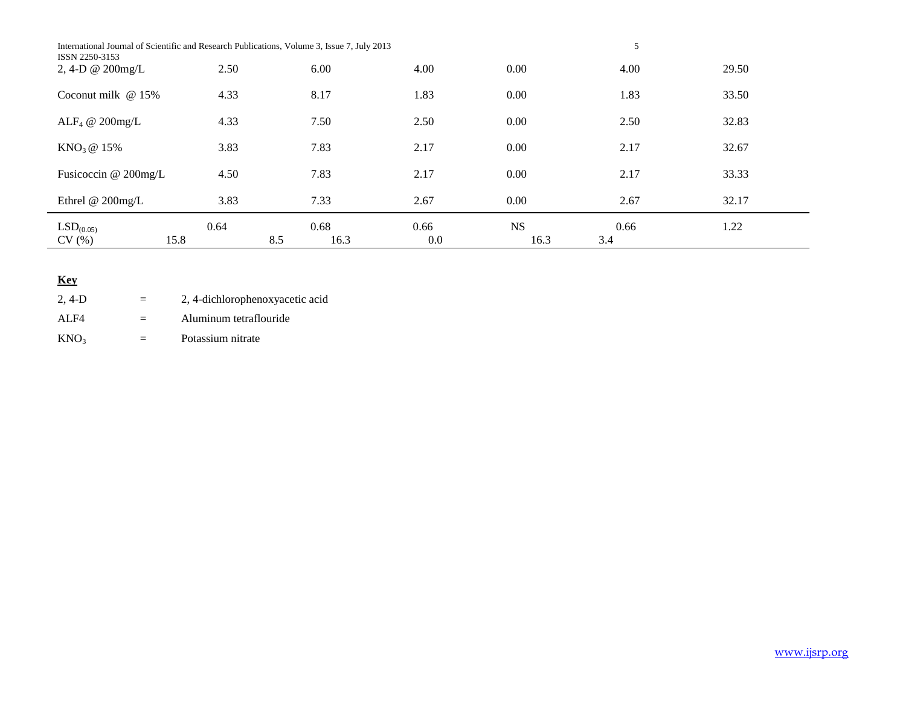| | | | | | | |
|---|---|---|---|---|---|---|
| 2, 4-D @ 200mg/L | 2.50 | 6.00 | 4.00 | 0.00 | 4.00 | 29.50 |
| Coconut milk @ 15% | 4.33 | 8.17 | 1.83 | 0.00 | 1.83 | 33.50 |
| $ALF_4$ @ 200mg/L | 4.33 | 7.50 | 2.50 | 0.00 | 2.50 | 32.83 |
| $KNO_3$ @ 15% | 3.83 | 7.83 | 2.17 | 0.00 | 2.17 | 32.67 |
| Fusicoccin @ 200mg/L | 4.50 | 7.83 | 2.17 | 0.00 | 2.17 | 33.33 |
| Ethrel @ 200mg/L | 3.83 | 7.33 | 2.67 | 0.00 | 2.67 | 32.17 |
| $LSD_{(0.05)}$ | 0.64 | 0.68 | 0.66 | NS | 0.66 | 1.22 |
| CV (%) | 15.8 | 8.5 | 16.3 | 0.0 | 16.3 | 3.4 |

**Key**

2, 4-D = 2, 4-dichlorophenoxyacetic acid

ALF4 = Aluminum tetraflouride

$KNO_3$ = Potassium nitrate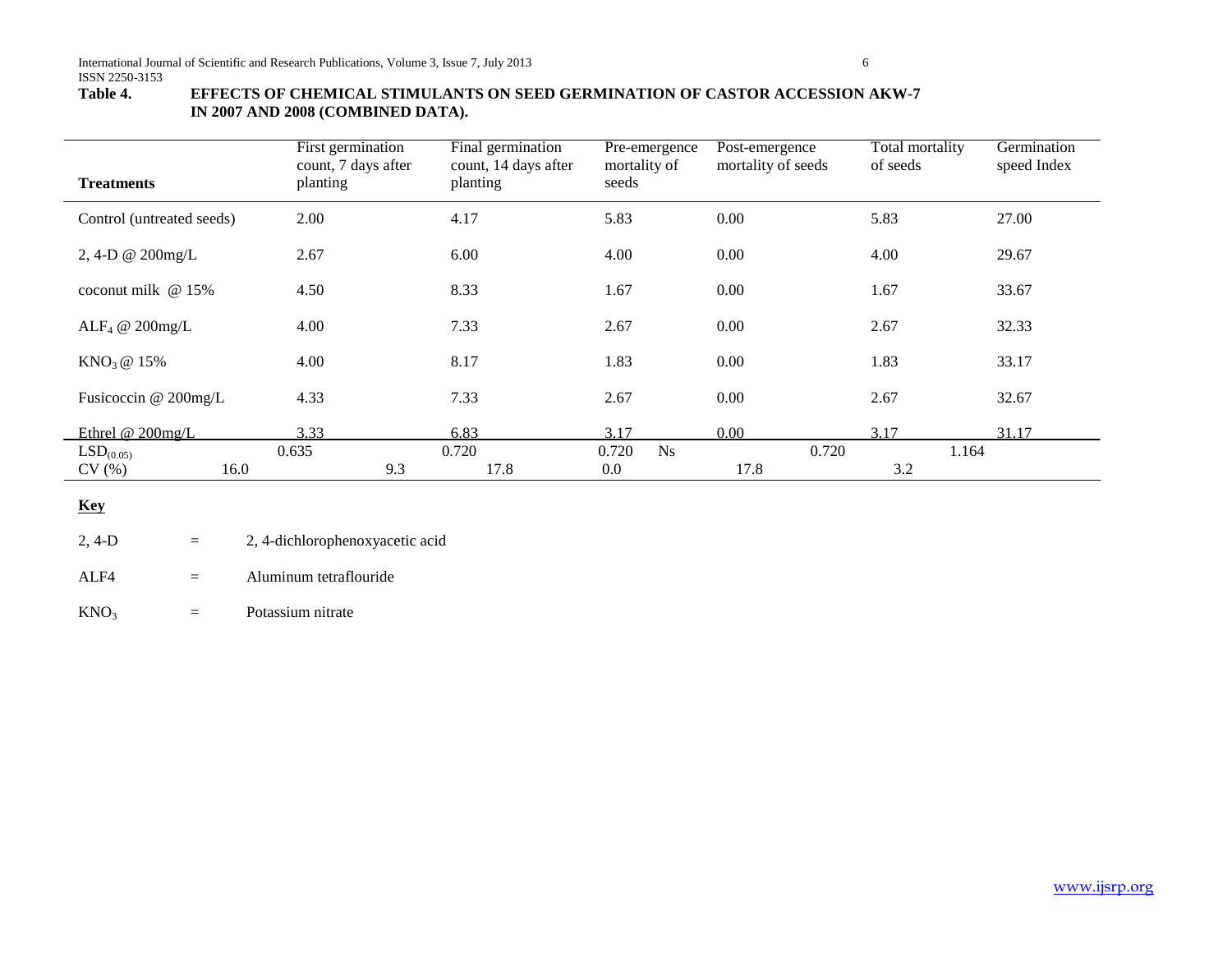**Table 4. EFFECTS OF CHEMICAL STIMULANTS ON SEED GERMINATION OF CASTOR ACCESSION AKW-7 IN 2007 AND 2008 (COMBINED DATA).**

| Treatments | First germination count, 7 days after planting | Final germination count, 14 days after planting | Pre-emergence mortality of seeds | Post-emergence mortality of seeds | Total mortality of seeds | Germination speed Index |
|---|---|---|---|---|---|---|
| Control (untreated seeds) | 2.00 | 4.17 | 5.83 | 0.00 | 5.83 | 27.00 |
| 2, 4-D @ 200mg/L | 2.67 | 6.00 | 4.00 | 0.00 | 4.00 | 29.67 |
| coconut milk @ 15% | 4.50 | 8.33 | 1.67 | 0.00 | 1.67 | 33.67 |
| $ALF_4$ @ 200mg/L | 4.00 | 7.33 | 2.67 | 0.00 | 2.67 | 32.33 |
| $KNO_3$ @ 15% | 4.00 | 8.17 | 1.83 | 0.00 | 1.83 | 33.17 |
| Fusicoccin @ 200mg/L | 4.33 | 7.33 | 2.67 | 0.00 | 2.67 | 32.67 |
| Ethrel @ 200mg/L | 3.33 | 6.83 | 3.17 | 0.00 | 3.17 | 31.17 |
| $LSD_{(0.05)}$ | 0.635 | 0.720 | 0.720 | Ns | 0.720 | 1.164 |
| CV (%) | 16.0 | 9.3 | 17.8 | 0.0 | 17.8 | 3.2 |

**Key**

2, 4-D = 2, 4-dichlorophenoxyacetic acid

ALF4 = Aluminum tetraflouride

$KNO_3$ = Potassium nitrate